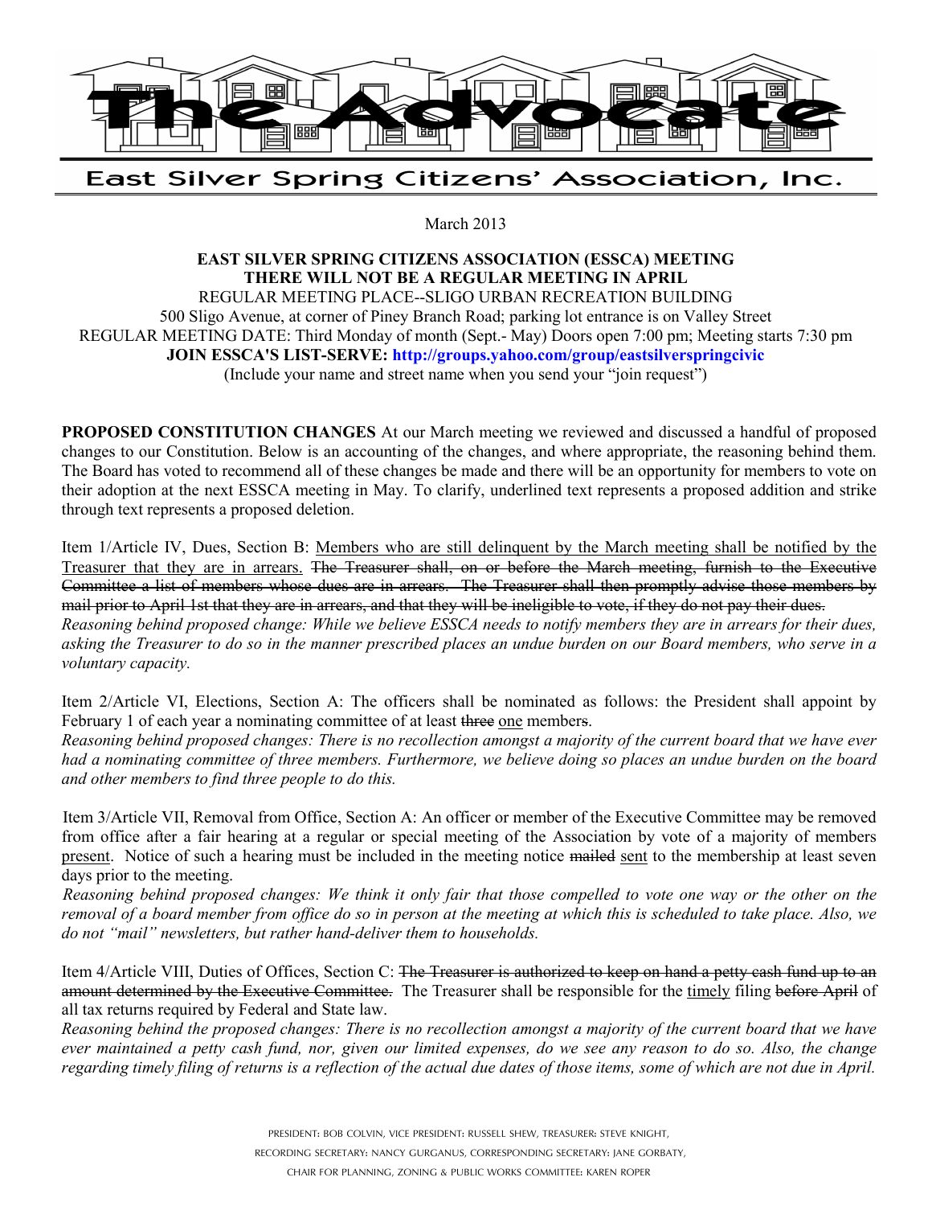# The Advocate

## East Silver Spring Citizens' Association, Inc.

March 2013

**EAST SILVER SPRING CITIZENS ASSOCIATION (ESSCA) MEETING**
**THERE WILL NOT BE A REGULAR MEETING IN APRIL**
REGULAR MEETING PLACE--SLIGO URBAN RECREATION BUILDING
500 Sligo Avenue, at corner of Piney Branch Road; parking lot entrance is on Valley Street
REGULAR MEETING DATE: Third Monday of month (Sept.- May) Doors open 7:00 pm; Meeting starts 7:30 pm
**JOIN ESSCA'S LIST-SERVE: http://groups.yahoo.com/group/eastsilverspringcivic**
(Include your name and street name when you send your "join request")

**PROPOSED CONSTITUTION CHANGES** At our March meeting we reviewed and discussed a handful of proposed changes to our Constitution. Below is an accounting of the changes, and where appropriate, the reasoning behind them. The Board has voted to recommend all of these changes be made and there will be an opportunity for members to vote on their adoption at the next ESSCA meeting in May. To clarify, underlined text represents a proposed addition and strike through text represents a proposed deletion.

Item 1/Article IV, Dues, Section B: <u>Members who are still delinquent by the March meeting shall be notified by the Treasurer that they are in arrears.</u> ~~The Treasurer shall, on or before the March meeting, furnish to the Executive Committee a list of members whose dues are in arrears. The Treasurer shall then promptly advise those members by mail prior to April 1st that they are in arrears, and that they will be ineligible to vote, if they do not pay their dues.~~
*Reasoning behind proposed change: While we believe ESSCA needs to notify members they are in arrears for their dues, asking the Treasurer to do so in the manner prescribed places an undue burden on our Board members, who serve in a voluntary capacity.*

Item 2/Article VI, Elections, Section A: The officers shall be nominated as follows: the President shall appoint by February 1 of each year a nominating committee of at least ~~three~~ <u>one</u> member~~s~~.
*Reasoning behind proposed changes: There is no recollection amongst a majority of the current board that we have ever had a nominating committee of three members. Furthermore, we believe doing so places an undue burden on the board and other members to find three people to do this.*

Item 3/Article VII, Removal from Office, Section A: An officer or member of the Executive Committee may be removed from office after a fair hearing at a regular or special meeting of the Association by vote of a majority of members <u>present</u>. Notice of such a hearing must be included in the meeting notice ~~mailed~~ <u>sent</u> to the membership at least seven days prior to the meeting.
*Reasoning behind proposed changes: We think it only fair that those compelled to vote one way or the other on the removal of a board member from office do so in person at the meeting at which this is scheduled to take place. Also, we do not "mail" newsletters, but rather hand-deliver them to households.*

Item 4/Article VIII, Duties of Offices, Section C: ~~The Treasurer is authorized to keep on hand a petty cash fund up to an amount determined by the Executive Committee.~~ The Treasurer shall be responsible for the <u>timely</u> filing ~~before April~~ of all tax returns required by Federal and State law.
*Reasoning behind the proposed changes: There is no recollection amongst a majority of the current board that we have ever maintained a petty cash fund, nor, given our limited expenses, do we see any reason to do so. Also, the change regarding timely filing of returns is a reflection of the actual due dates of those items, some of which are not due in April.*

PRESIDENT: BOB COLVIN, VICE PRESIDENT: RUSSELL SHEW, TREASURER: STEVE KNIGHT,
RECORDING SECRETARY: NANCY GURGANUS, CORRESPONDING SECRETARY: JANE GORBATY,
CHAIR FOR PLANNING, ZONING & PUBLIC WORKS COMMITTEE: KAREN ROPER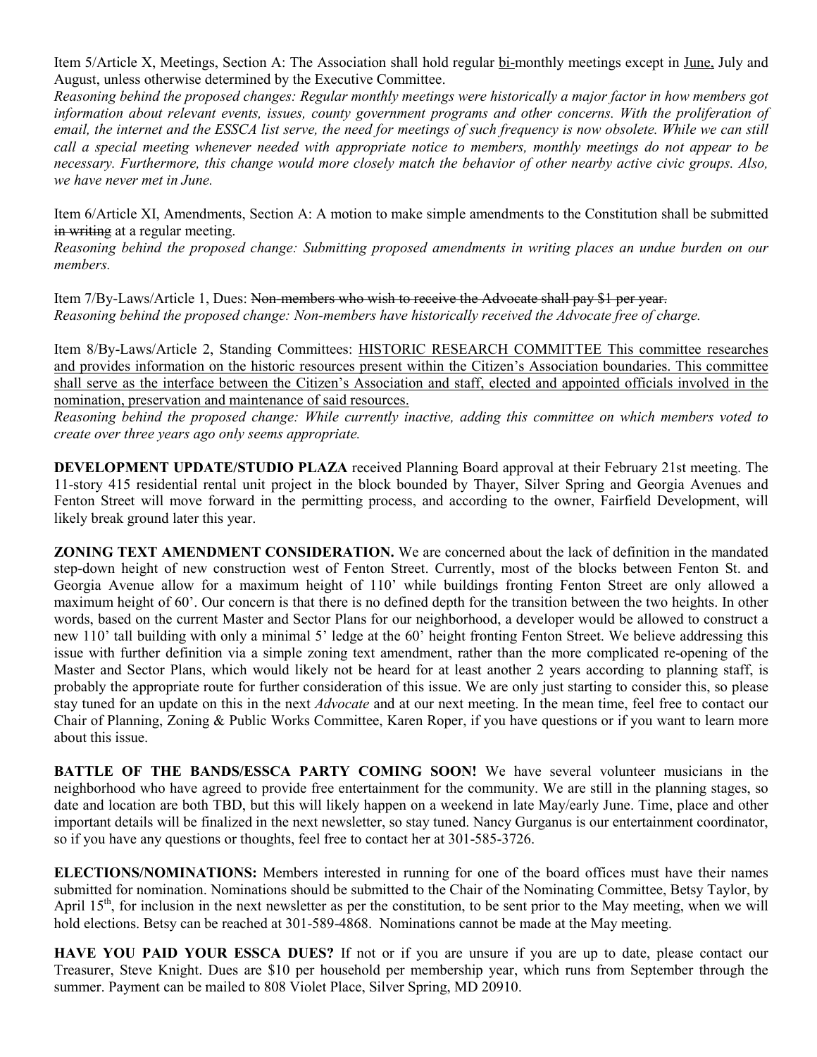Item 5/Article X, Meetings, Section A: The Association shall hold regular bi-monthly meetings except in June, July and August, unless otherwise determined by the Executive Committee.

*Reasoning behind the proposed changes: Regular monthly meetings were historically a major factor in how members got information about relevant events, issues, county government programs and other concerns. With the proliferation of email, the internet and the ESSCA list serve, the need for meetings of such frequency is now obsolete. While we can still call a special meeting whenever needed with appropriate notice to members, monthly meetings do not appear to be necessary. Furthermore, this change would more closely match the behavior of other nearby active civic groups. Also, we have never met in June.*

Item 6/Article XI, Amendments, Section A: A motion to make simple amendments to the Constitution shall be submitted ~~in writing~~ at a regular meeting.

*Reasoning behind the proposed change: Submitting proposed amendments in writing places an undue burden on our members.*

Item 7/By-Laws/Article 1, Dues: ~~Non-members who wish to receive the Advocate shall pay $1 per year.~~

*Reasoning behind the proposed change: Non-members have historically received the Advocate free of charge.*

Item 8/By-Laws/Article 2, Standing Committees: HISTORIC RESEARCH COMMITTEE This committee researches and provides information on the historic resources present within the Citizen's Association boundaries. This committee shall serve as the interface between the Citizen's Association and staff, elected and appointed officials involved in the nomination, preservation and maintenance of said resources.

*Reasoning behind the proposed change: While currently inactive, adding this committee on which members voted to create over three years ago only seems appropriate.*

**DEVELOPMENT UPDATE/STUDIO PLAZA** received Planning Board approval at their February 21st meeting. The 11-story 415 residential rental unit project in the block bounded by Thayer, Silver Spring and Georgia Avenues and Fenton Street will move forward in the permitting process, and according to the owner, Fairfield Development, will likely break ground later this year.

**ZONING TEXT AMENDMENT CONSIDERATION.** We are concerned about the lack of definition in the mandated step-down height of new construction west of Fenton Street. Currently, most of the blocks between Fenton St. and Georgia Avenue allow for a maximum height of 110' while buildings fronting Fenton Street are only allowed a maximum height of 60'. Our concern is that there is no defined depth for the transition between the two heights. In other words, based on the current Master and Sector Plans for our neighborhood, a developer would be allowed to construct a new 110' tall building with only a minimal 5' ledge at the 60' height fronting Fenton Street. We believe addressing this issue with further definition via a simple zoning text amendment, rather than the more complicated re-opening of the Master and Sector Plans, which would likely not be heard for at least another 2 years according to planning staff, is probably the appropriate route for further consideration of this issue. We are only just starting to consider this, so please stay tuned for an update on this in the next *Advocate* and at our next meeting. In the mean time, feel free to contact our Chair of Planning, Zoning & Public Works Committee, Karen Roper, if you have questions or if you want to learn more about this issue.

**BATTLE OF THE BANDS/ESSCA PARTY COMING SOON!** We have several volunteer musicians in the neighborhood who have agreed to provide free entertainment for the community. We are still in the planning stages, so date and location are both TBD, but this will likely happen on a weekend in late May/early June. Time, place and other important details will be finalized in the next newsletter, so stay tuned. Nancy Gurganus is our entertainment coordinator, so if you have any questions or thoughts, feel free to contact her at 301-585-3726.

**ELECTIONS/NOMINATIONS:** Members interested in running for one of the board offices must have their names submitted for nomination. Nominations should be submitted to the Chair of the Nominating Committee, Betsy Taylor, by April 15th, for inclusion in the next newsletter as per the constitution, to be sent prior to the May meeting, when we will hold elections. Betsy can be reached at 301-589-4868. Nominations cannot be made at the May meeting.

**HAVE YOU PAID YOUR ESSCA DUES?** If not or if you are unsure if you are up to date, please contact our Treasurer, Steve Knight. Dues are $10 per household per membership year, which runs from September through the summer. Payment can be mailed to 808 Violet Place, Silver Spring, MD 20910.